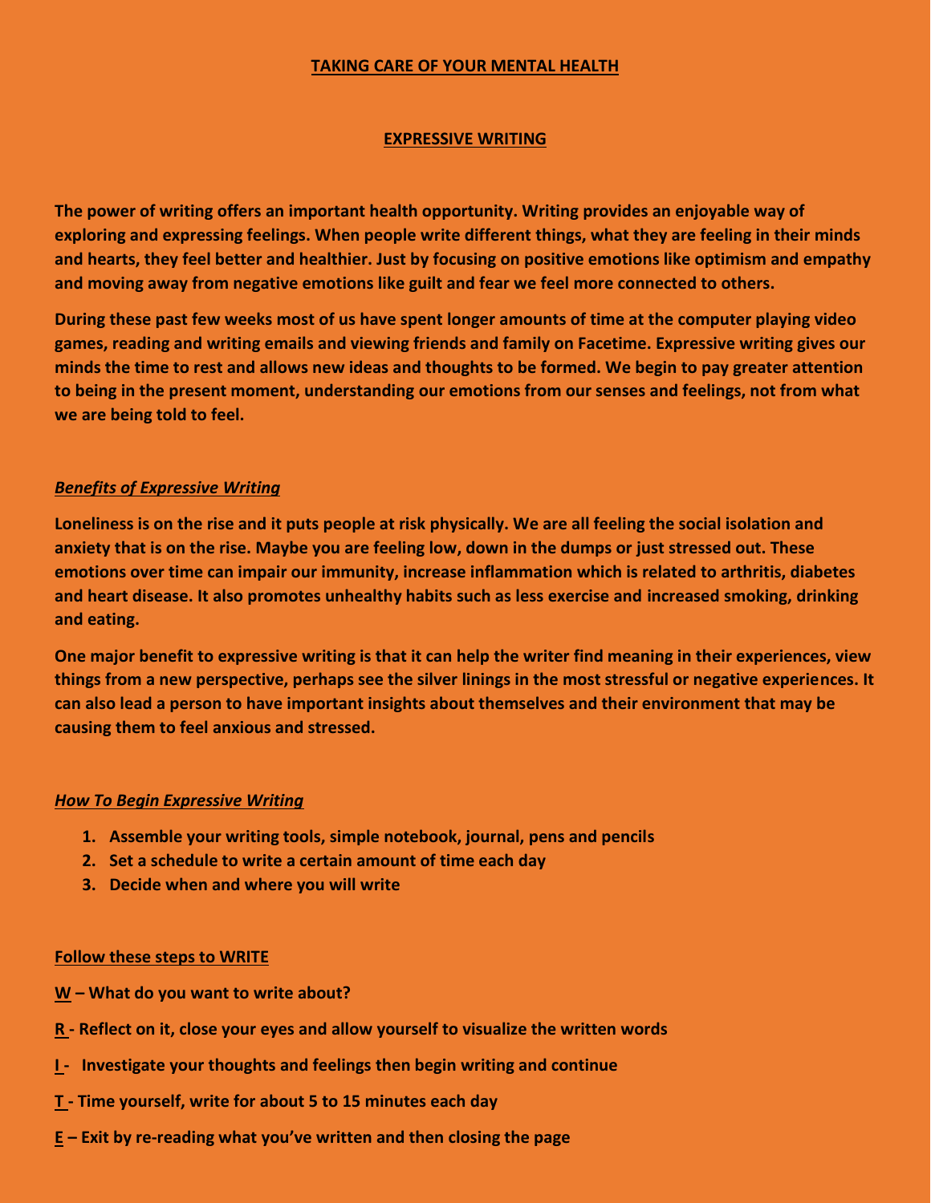# TAKING CARE OF YOUR MENTAL HEALTH

## EXPRESSIVE WRITING

**The power of writing offers an important health opportunity. Writing provides an enjoyable way of exploring and expressing feelings. When people write different things, what they are feeling in their minds and hearts, they feel better and healthier. Just by focusing on positive emotions like optimism and empathy and moving away from negative emotions like guilt and fear we feel more connected to others.**

**During these past few weeks most of us have spent longer amounts of time at the computer playing video games, reading and writing emails and viewing friends and family on Facetime. Expressive writing gives our minds the time to rest and allows new ideas and thoughts to be formed. We begin to pay greater attention to being in the present moment, understanding our emotions from our senses and feelings, not from what we are being told to feel.**

### *Benefits of Expressive Writing*

**Loneliness is on the rise and it puts people at risk physically. We are all feeling the social isolation and anxiety that is on the rise. Maybe you are feeling low, down in the dumps or just stressed out. These emotions over time can impair our immunity, increase inflammation which is related to arthritis, diabetes and heart disease. It also promotes unhealthy habits such as less exercise and increased smoking, drinking and eating.**

**One major benefit to expressive writing is that it can help the writer find meaning in their experiences, view things from a new perspective, perhaps see the silver linings in the most stressful or negative experiences. It can also lead a person to have important insights about themselves and their environment that may be causing them to feel anxious and stressed.**

### *How To Begin Expressive Writing*

1. **Assemble your writing tools, simple notebook, journal, pens and pencils**
2. **Set a schedule to write a certain amount of time each day**
3. **Decide when and where you will write**

### Follow these steps to WRITE

**W – What do you want to write about?**

**R - Reflect on it, close your eyes and allow yourself to visualize the written words**

**I - Investigate your thoughts and feelings then begin writing and continue**

**T - Time yourself, write for about 5 to 15 minutes each day**

**E – Exit by re-reading what you've written and then closing the page**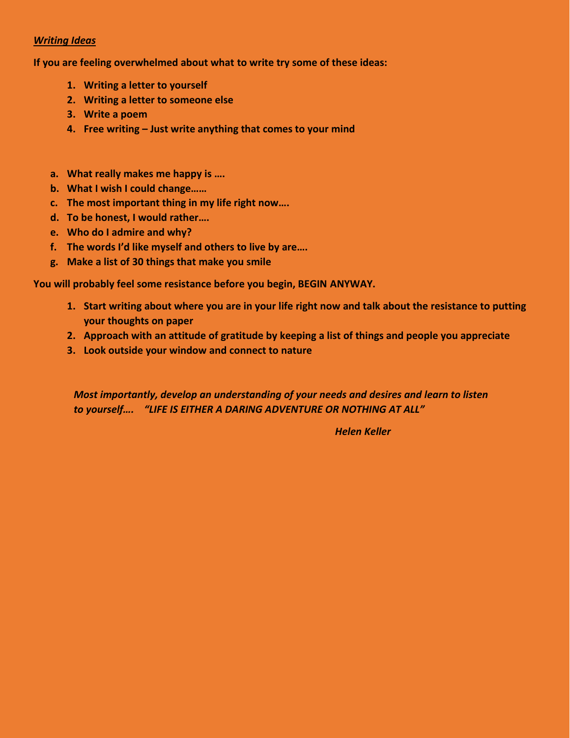***Writing Ideas***

**If you are feeling overwhelmed about what to write try some of these ideas:**

1. **Writing a letter to yourself**
2. **Writing a letter to someone else**
3. **Write a poem**
4. **Free writing – Just write anything that comes to your mind**

- a. **What really makes me happy is ….**
- b. **What I wish I could change……**
- c. **The most important thing in my life right now….**
- d. **To be honest, I would rather….**
- e. **Who do I admire and why?**
- f. **The words I'd like myself and others to live by are….**
- g. **Make a list of 30 things that make you smile**

**You will probably feel some resistance before you begin, BEGIN ANYWAY.**

1. **Start writing about where you are in your life right now and talk about the resistance to putting your thoughts on paper**
2. **Approach with an attitude of gratitude by keeping a list of things and people you appreciate**
3. **Look outside your window and connect to nature**

***Most importantly, develop an understanding of your needs and desires and learn to listen to yourself…. "LIFE IS EITHER A DARING ADVENTURE OR NOTHING AT ALL"***

***Helen Keller***